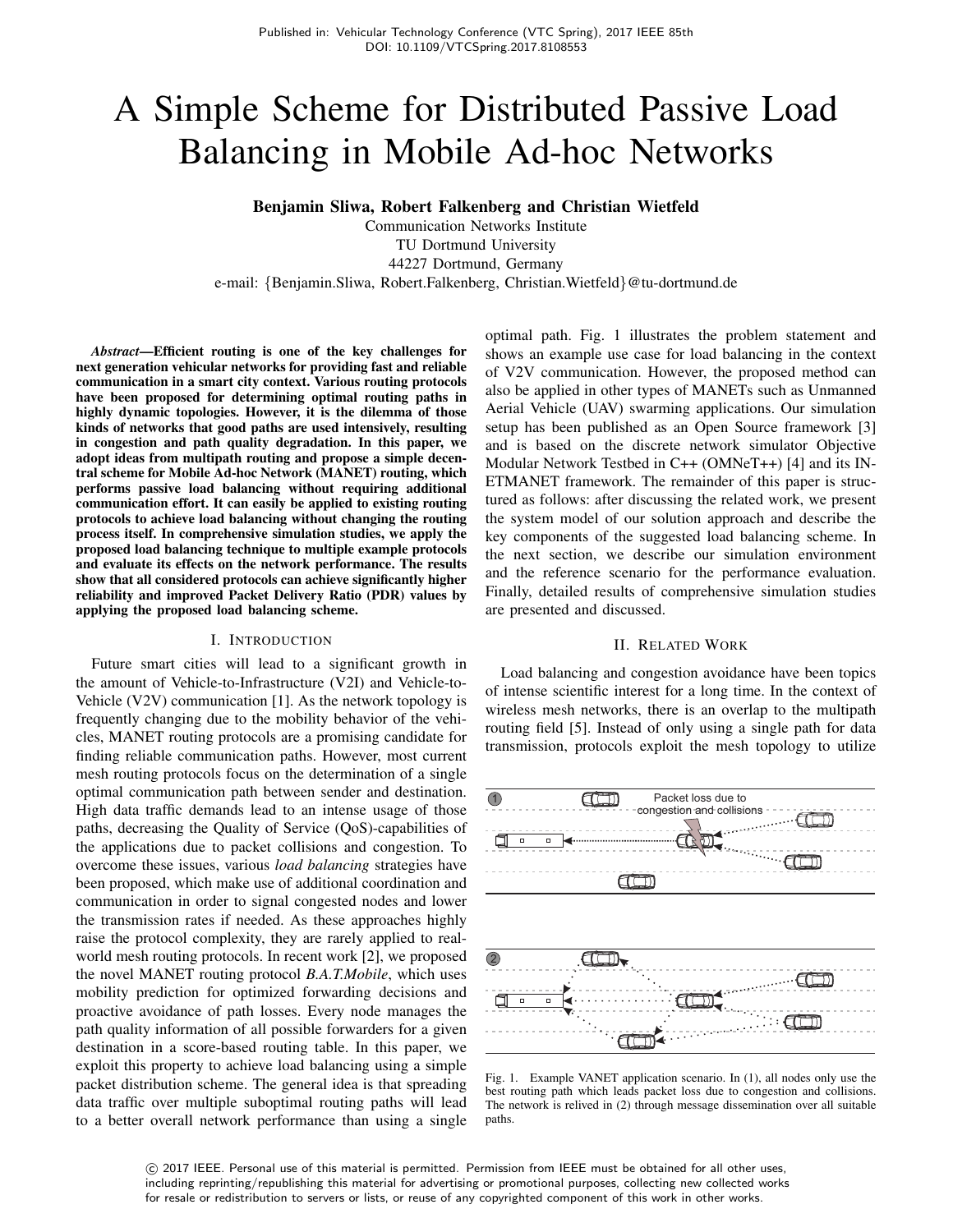Published in: Vehicular Technology Conference (VTC Spring), 2017 IEEE 85th
DOI: 10.1109/VTCSpring.2017.8108553

# A Simple Scheme for Distributed Passive Load Balancing in Mobile Ad-hoc Networks

**Benjamin Sliwa, Robert Falkenberg and Christian Wietfeld**
Communication Networks Institute
TU Dortmund University
44227 Dortmund, Germany
e-mail: {Benjamin.Sliwa, Robert.Falkenberg, Christian.Wietfeld}@tu-dortmund.de

***Abstract*—Efficient routing is one of the key challenges for next generation vehicular networks for providing fast and reliable communication in a smart city context. Various routing protocols have been proposed for determining optimal routing paths in highly dynamic topologies. However, it is the dilemma of those kinds of networks that good paths are used intensively, resulting in congestion and path quality degradation. In this paper, we adopt ideas from multipath routing and propose a simple decentral scheme for Mobile Ad-hoc Network (MANET) routing, which performs passive load balancing without requiring additional communication effort. It can easily be applied to existing routing protocols to achieve load balancing without changing the routing process itself. In comprehensive simulation studies, we apply the proposed load balancing technique to multiple example protocols and evaluate its effects on the network performance. The results show that all considered protocols can achieve significantly higher reliability and improved Packet Delivery Ratio (PDR) values by applying the proposed load balancing scheme.**

## I. Introduction

Future smart cities will lead to a significant growth in the amount of Vehicle-to-Infrastructure (V2I) and Vehicle-to-Vehicle (V2V) communication [1]. As the network topology is frequently changing due to the mobility behavior of the vehicles, MANET routing protocols are a promising candidate for finding reliable communication paths. However, most current mesh routing protocols focus on the determination of a single optimal communication path between sender and destination. High data traffic demands lead to an intense usage of those paths, decreasing the Quality of Service (QoS)-capabilities of the applications due to packet collisions and congestion. To overcome these issues, various *load balancing* strategies have been proposed, which make use of additional coordination and communication in order to signal congested nodes and lower the transmission rates if needed. As these approaches highly raise the protocol complexity, they are rarely applied to real-world mesh routing protocols. In recent work [2], we proposed the novel MANET routing protocol *B.A.T.Mobile*, which uses mobility prediction for optimized forwarding decisions and proactive avoidance of path losses. Every node manages the path quality information of all possible forwarders for a given destination in a score-based routing table. In this paper, we exploit this property to achieve load balancing using a simple packet distribution scheme. The general idea is that spreading data traffic over multiple suboptimal routing paths will lead to a better overall network performance than using a single optimal path. Fig. 1 illustrates the problem statement and shows an example use case for load balancing in the context of V2V communication. However, the proposed method can also be applied in other types of MANETs such as Unmanned Aerial Vehicle (UAV) swarming applications. Our simulation setup has been published as an Open Source framework [3] and is based on the discrete network simulator Objective Modular Network Testbed in C++ (OMNeT++) [4] and its INETMANET framework. The remainder of this paper is structured as follows: after discussing the related work, we present the system model of our solution approach and describe the key components of the suggested load balancing scheme. In the next section, we describe our simulation environment and the reference scenario for the performance evaluation. Finally, detailed results of comprehensive simulation studies are presented and discussed.

## II. Related Work

Load balancing and congestion avoidance have been topics of intense scientific interest for a long time. In the context of wireless mesh networks, there is an overlap to the multipath routing field [5]. Instead of only using a single path for data transmission, protocols exploit the mesh topology to utilize

1
Packet loss due to congestion and collisions

2

Fig. 1. Example VANET application scenario. In (1), all nodes only use the best routing path which leads packet loss due to congestion and collisions. The network is relived in (2) through message dissemination over all suitable paths.

© 2017 IEEE. Personal use of this material is permitted. Permission from IEEE must be obtained for all other uses, including reprinting/republishing this material for advertising or promotional purposes, collecting new collected works for resale or redistribution to servers or lists, or reuse of any copyrighted component of this work in other works.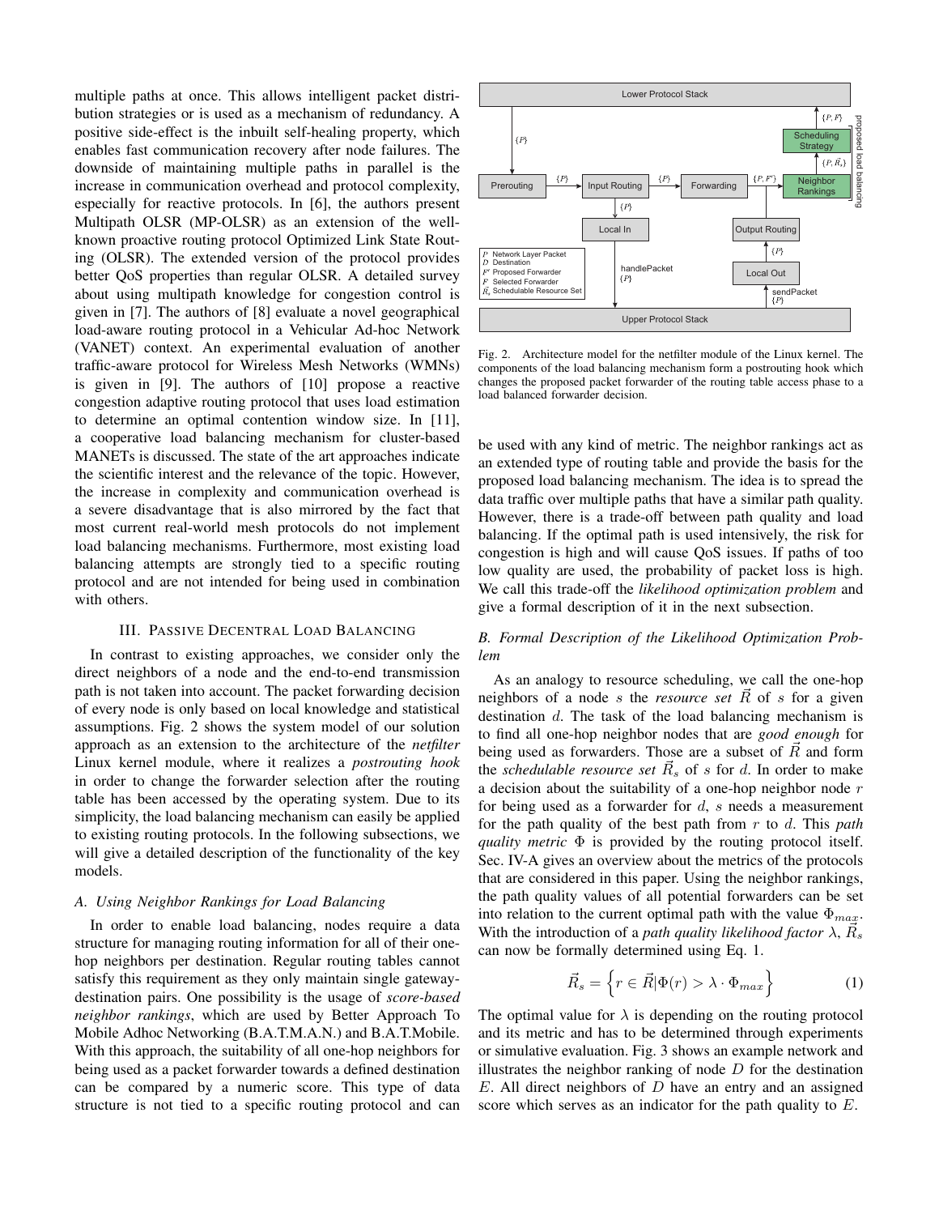multiple paths at once. This allows intelligent packet distribution strategies or is used as a mechanism of redundancy. A positive side-effect is the inbuilt self-healing property, which enables fast communication recovery after node failures. The downside of maintaining multiple paths in parallel is the increase in communication overhead and protocol complexity, especially for reactive protocols. In [6], the authors present Multipath OLSR (MP-OLSR) as an extension of the well-known proactive routing protocol Optimized Link State Routing (OLSR). The extended version of the protocol provides better QoS properties than regular OLSR. A detailed survey about using multipath knowledge for congestion control is given in [7]. The authors of [8] evaluate a novel geographical load-aware routing protocol in a Vehicular Ad-hoc Network (VANET) context. An experimental evaluation of another traffic-aware protocol for Wireless Mesh Networks (WMNs) is given in [9]. The authors of [10] propose a reactive congestion adaptive routing protocol that uses load estimation to determine an optimal contention window size. In [11], a cooperative load balancing mechanism for cluster-based MANETs is discussed. The state of the art approaches indicate the scientific interest and the relevance of the topic. However, the increase in complexity and communication overhead is a severe disadvantage that is also mirrored by the fact that most current real-world mesh protocols do not implement load balancing mechanisms. Furthermore, most existing load balancing attempts are strongly tied to a specific routing protocol and are not intended for being used in combination with others.

## III. Passive Decentral Load Balancing

In contrast to existing approaches, we consider only the direct neighbors of a node and the end-to-end transmission path is not taken into account. The packet forwarding decision of every node is only based on local knowledge and statistical assumptions. Fig. 2 shows the system model of our solution approach as an extension to the architecture of the *netfilter* Linux kernel module, where it realizes a *postrouting hook* in order to change the forwarder selection after the routing table has been accessed by the operating system. Due to its simplicity, the load balancing mechanism can easily be applied to existing routing protocols. In the following subsections, we will give a detailed description of the functionality of the key models.

### A. Using Neighbor Rankings for Load Balancing

In order to enable load balancing, nodes require a data structure for managing routing information for all of their one-hop neighbors per destination. Regular routing tables cannot satisfy this requirement as they only maintain single gateway-destination pairs. One possibility is the usage of *score-based neighbor rankings*, which are used by Better Approach To Mobile Adhoc Networking (B.A.T.M.A.N.) and B.A.T.Mobile. With this approach, the suitability of all one-hop neighbors for being used as a packet forwarder towards a defined destination can be compared by a numeric score. This type of data structure is not tied to a specific routing protocol and can be used with any kind of metric. The neighbor rankings act as an extended type of routing table and provide the basis for the proposed load balancing mechanism. The idea is to spread the data traffic over multiple paths that have a similar path quality. However, there is a trade-off between path quality and load balancing. If the optimal path is used intensively, the risk for congestion is high and will cause QoS issues. If paths of too low quality are used, the probability of packet loss is high. We call this trade-off the *likelihood optimization problem* and give a formal description of it in the next subsection.

Lower Protocol Stack

$\{P\}$ Prerouting $\{P\}$ Input Routing $\{P\}$ Forwarding $\{P, F'\}$ Neighbor Rankings $\{P, \vec{R}_s\}$ Scheduling Strategy $\{P, F\}$

Local In — handlePacket $\{P\}$ — Output Routing — $\{P\}$ — Local Out — sendPacket $\{P\}$

Upper Protocol Stack

proposed load balancing

$P$ Network Layer Packet
$D$ Destination
$F'$ Proposed Forwarder
$F$ Selected Forwarder
$\vec{R}_s$ Schedulable Resource Set

Fig. 2. Architecture model for the netfilter module of the Linux kernel. The components of the load balancing mechanism form a postrouting hook which changes the proposed packet forwarder of the routing table access phase to a load balanced forwarder decision.

### B. Formal Description of the Likelihood Optimization Problem

As an analogy to resource scheduling, we call the one-hop neighbors of a node $s$ the *resource set* $\vec{R}$ of $s$ for a given destination $d$. The task of the load balancing mechanism is to find all one-hop neighbor nodes that are *good enough* for being used as forwarders. Those are a subset of $\vec{R}$ and form the *schedulable resource set* $\vec{R}_s$ of $s$ for $d$. In order to make a decision about the suitability of a one-hop neighbor node $r$ for being used as a forwarder for $d$, $s$ needs a measurement for the path quality of the best path from $r$ to $d$. This *path quality metric* $\Phi$ is provided by the routing protocol itself. Sec. IV-A gives an overview about the metrics of the protocols that are considered in this paper. Using the neighbor rankings, the path quality values of all potential forwarders can be set into relation to the current optimal path with the value $\Phi_{max}$. With the introduction of a *path quality likelihood factor* $\lambda$, $\vec{R}_s$ can now be formally determined using Eq. 1.

$$\vec{R}_s = \left\{ r \in \vec{R} | \Phi(r) > \lambda \cdot \Phi_{max} \right\} \tag{1}$$

The optimal value for $\lambda$ is depending on the routing protocol and its metric and has to be determined through experiments or simulative evaluation. Fig. 3 shows an example network and illustrates the neighbor ranking of node $D$ for the destination $E$. All direct neighbors of $D$ have an entry and an assigned score which serves as an indicator for the path quality to $E$.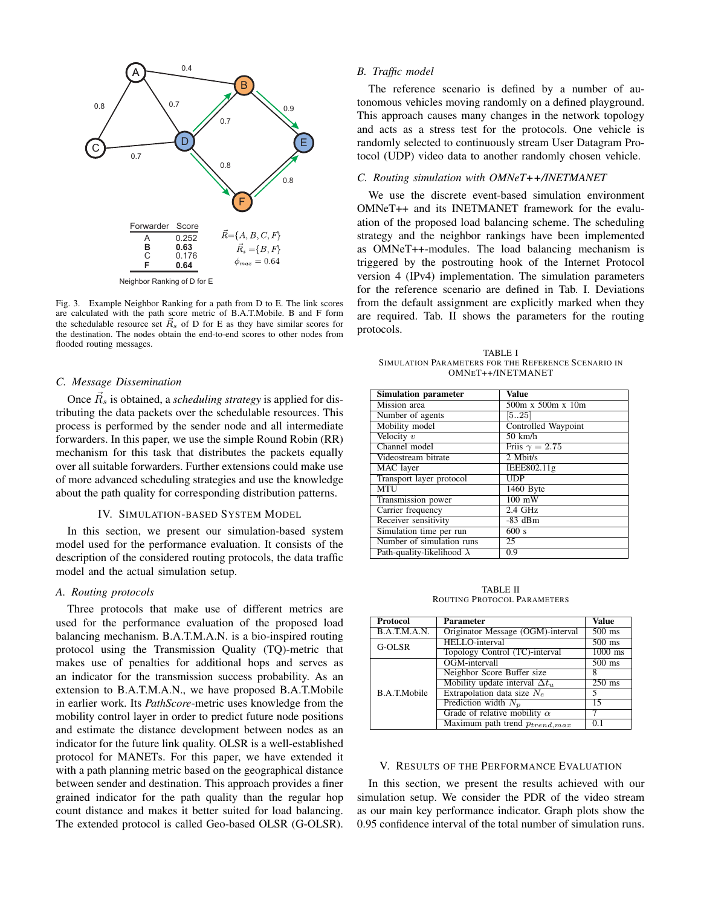A
B
C
D
E
F
0.4
0.8
0.7
0.7
0.9
0.7
0.8
0.8

Forwarder Score
A 0.252
**B** **0.63**
C 0.176
**F** **0.64**

$\vec{R}$={A, B, C, F}
$\vec{R}_s$ ={B, F}
$\phi_{max}$ = 0.64

Neighbor Ranking of D for E

Fig. 3. Example Neighbor Ranking for a path from D to E. The link scores are calculated with the path score metric of B.A.T.Mobile. B and F form the schedulable resource set $\vec{R}_s$ of D for E as they have similar scores for the destination. The nodes obtain the end-to-end scores to other nodes from flooded routing messages.

### C. Message Dissemination

Once $\vec{R}_s$ is obtained, a *scheduling strategy* is applied for distributing the data packets over the schedulable resources. This process is performed by the sender node and all intermediate forwarders. In this paper, we use the simple Round Robin (RR) mechanism for this task that distributes the packets equally over all suitable forwarders. Further extensions could make use of more advanced scheduling strategies and use the knowledge about the path quality for corresponding distribution patterns.

## IV. Simulation-based System Model

In this section, we present our simulation-based system model used for the performance evaluation. It consists of the description of the considered routing protocols, the data traffic model and the actual simulation setup.

### A. Routing protocols

Three protocols that make use of different metrics are used for the performance evaluation of the proposed load balancing mechanism. B.A.T.M.A.N. is a bio-inspired routing protocol using the Transmission Quality (TQ)-metric that makes use of penalties for additional hops and serves as an indicator for the transmission success probability. As an extension to B.A.T.M.A.N., we have proposed B.A.T.Mobile in earlier work. Its *PathScore*-metric uses knowledge from the mobility control layer in order to predict future node positions and estimate the distance development between nodes as an indicator for the future link quality. OLSR is a well-established protocol for MANETs. For this paper, we have extended it with a path planning metric based on the geographical distance between sender and destination. This approach provides a finer grained indicator for the path quality than the regular hop count distance and makes it better suited for load balancing. The extended protocol is called Geo-based OLSR (G-OLSR).

### B. Traffic model

The reference scenario is defined by a number of autonomous vehicles moving randomly on a defined playground. This approach causes many changes in the network topology and acts as a stress test for the protocols. One vehicle is randomly selected to continuously stream User Datagram Protocol (UDP) video data to another randomly chosen vehicle.

### C. Routing simulation with OMNeT++/INETMANET

We use the discrete event-based simulation environment OMNeT++ and its INETMANET framework for the evaluation of the proposed load balancing scheme. The scheduling strategy and the neighbor rankings have been implemented as OMNeT++-modules. The load balancing mechanism is triggered by the postrouting hook of the Internet Protocol version 4 (IPv4) implementation. The simulation parameters for the reference scenario are defined in Tab. I. Deviations from the default assignment are explicitly marked when they are required. Tab. II shows the parameters for the routing protocols.

TABLE I
Simulation Parameters for the Reference Scenario in OMNeT++/INETMANET

| Simulation parameter | Value |
|---|---|
| Mission area | 500m x 500m x 10m |
| Number of agents | [5..25] |
| Mobility model | Controlled Waypoint |
| Velocity $v$ | 50 km/h |
| Channel model | Friis $\gamma = 2.75$ |
| Videostream bitrate | 2 Mbit/s |
| MAC layer | IEEE802.11g |
| Transport layer protocol | UDP |
| MTU | 1460 Byte |
| Transmission power | 100 mW |
| Carrier frequency | 2.4 GHz |
| Receiver sensitivity | -83 dBm |
| Simulation time per run | 600 s |
| Number of simulation runs | 25 |
| Path-quality-likelihood $\lambda$ | 0.9 |

TABLE II
Routing Protocol Parameters

| Protocol | Parameter | Value |
|---|---|---|
| B.A.T.M.A.N. | Originator Message (OGM)-interval | 500 ms |
| G-OLSR | HELLO-interval | 500 ms |
| | Topology Control (TC)-interval | 1000 ms |
| B.A.T.Mobile | OGM-intervall | 500 ms |
| | Neighbor Score Buffer size | 8 |
| | Mobility update interval $\Delta t_u$ | 250 ms |
| | Extrapolation data size $N_e$ | 5 |
| | Prediction width $N_p$ | 15 |
| | Grade of relative mobility $\alpha$ | 7 |
| | Maximum path trend $p_{trend,max}$ | 0.1 |

## V. Results of the Performance Evaluation

In this section, we present the results achieved with our simulation setup. We consider the PDR of the video stream as our main key performance indicator. Graph plots show the 0.95 confidence interval of the total number of simulation runs.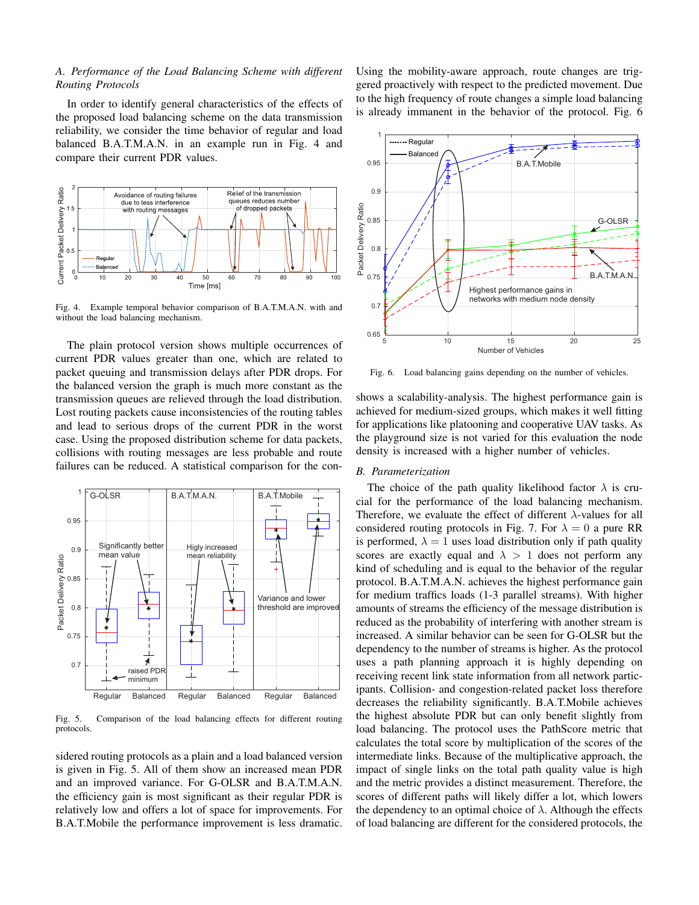### A. Performance of the Load Balancing Scheme with different Routing Protocols

In order to identify general characteristics of the effects of the proposed load balancing scheme on the data transmission reliability, we consider the time behavior of regular and load balanced B.A.T.M.A.N. in an example run in Fig. 4 and compare their current PDR values.

Fig. 4. Example temporal behavior comparison of B.A.T.M.A.N. with and without the load balancing mechanism.

The plain protocol version shows multiple occurrences of current PDR values greater than one, which are related to packet queuing and transmission delays after PDR drops. For the balanced version the graph is much more constant as the transmission queues are relieved through the load distribution. Lost routing packets cause inconsistencies of the routing tables and lead to serious drops of the current PDR in the worst case. Using the proposed distribution scheme for data packets, collisions with routing messages are less probable and route failures can be reduced. A statistical comparison for the considered routing protocols as a plain and a load balanced version is given in Fig. 5. All of them show an increased mean PDR and an improved variance. For G-OLSR and B.A.T.M.A.N. the efficiency gain is most significant as their regular PDR is relatively low and offers a lot of space for improvements. For B.A.T.Mobile the performance improvement is less dramatic.

Fig. 5. Comparison of the load balancing effects for different routing protocols.

Using the mobility-aware approach, route changes are triggered proactively with respect to the predicted movement. Due to the high frequency of route changes a simple load balancing is already immanent in the behavior of the protocol. Fig. 6 shows a scalability-analysis. The highest performance gain is achieved for medium-sized groups, which makes it well fitting for applications like platooning and cooperative UAV tasks. As the playground size is not varied for this evaluation the node density is increased with a higher number of vehicles.

Fig. 6. Load balancing gains depending on the number of vehicles.

### B. Parameterization

The choice of the path quality likelihood factor $\lambda$ is crucial for the performance of the load balancing mechanism. Therefore, we evaluate the effect of different $\lambda$-values for all considered routing protocols in Fig. 7. For $\lambda = 0$ a pure RR is performed, $\lambda = 1$ uses load distribution only if path quality scores are exactly equal and $\lambda > 1$ does not perform any kind of scheduling and is equal to the behavior of the regular protocol. B.A.T.M.A.N. achieves the highest performance gain for medium traffics loads (1-3 parallel streams). With higher amounts of streams the efficiency of the message distribution is reduced as the probability of interfering with another stream is increased. A similar behavior can be seen for G-OLSR but the dependency to the number of streams is higher. As the protocol uses a path planning approach it is highly depending on receiving recent link state information from all network participants. Collision- and congestion-related packet loss therefore decreases the reliability significantly. B.A.T.Mobile achieves the highest absolute PDR but can only benefit slightly from load balancing. The protocol uses the PathScore metric that calculates the total score by multiplication of the scores of the intermediate links. Because of the multiplicative approach, the impact of single links on the total path quality value is high and the metric provides a distinct measurement. Therefore, the scores of different paths will likely differ a lot, which lowers the dependency to an optimal choice of $\lambda$. Although the effects of load balancing are different for the considered protocols, the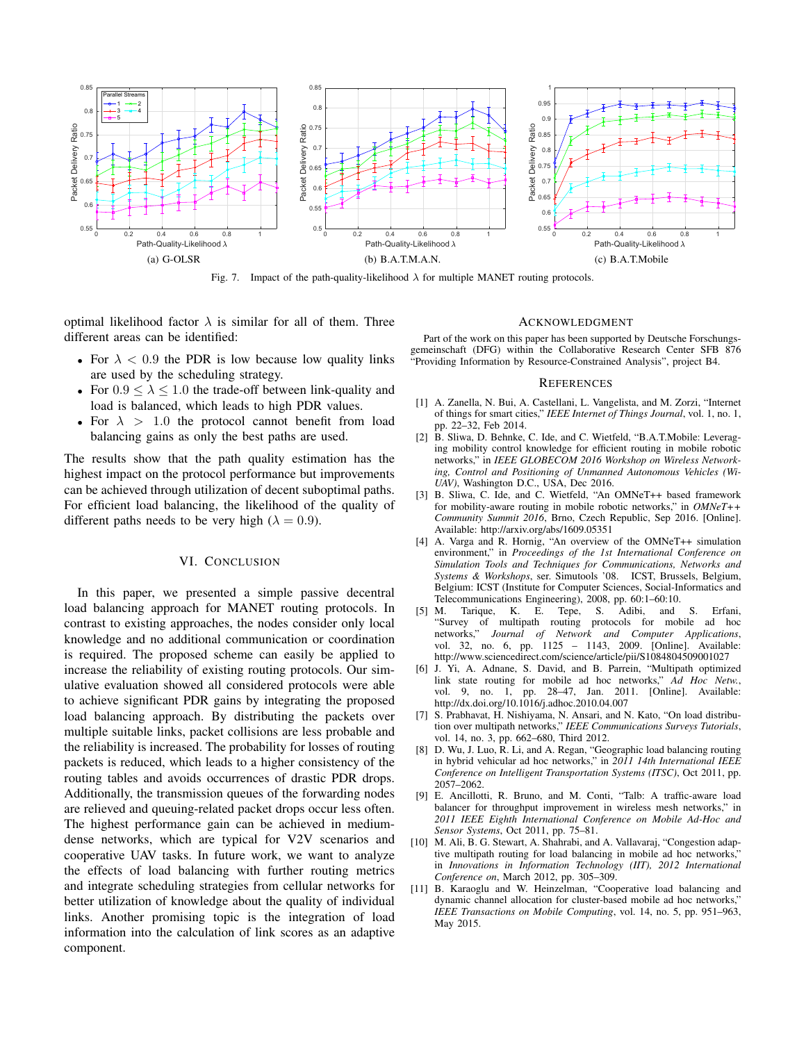Parallel Streams
1
2
3
4
5

0.85
0.8
0.75
0.7
0.65
0.6
0.55
Packet Delivery Ratio
0 0.2 0.4 0.6 0.8 1
Path-Quality-Likelihood $\lambda$

(a) G-OLSR

0.85
0.8
0.75
0.7
0.65
0.6
0.55
0.5
Packet Delivery Ratio
0 0.2 0.4 0.6 0.8 1
Path-Quality-Likelihood $\lambda$

(b) B.A.T.M.A.N.

1
0.95
0.9
0.85
0.8
0.75
0.7
0.65
0.6
0.55
Packet Delivery Ratio
0 0.2 0.4 0.6 0.8 1
Path-Quality-Likelihood $\lambda$

(c) B.A.T.Mobile

Fig. 7. Impact of the path-quality-likelihood $\lambda$ for multiple MANET routing protocols.

optimal likelihood factor $\lambda$ is similar for all of them. Three different areas can be identified:

- For $\lambda < 0.9$ the PDR is low because low quality links are used by the scheduling strategy.
- For $0.9 \leq \lambda \leq 1.0$ the trade-off between link-quality and load is balanced, which leads to high PDR values.
- For $\lambda > 1.0$ the protocol cannot benefit from load balancing gains as only the best paths are used.

The results show that the path quality estimation has the highest impact on the protocol performance but improvements can be achieved through utilization of decent suboptimal paths. For efficient load balancing, the likelihood of the quality of different paths needs to be very high ($\lambda = 0.9$).

## VI. Conclusion

In this paper, we presented a simple passive decentral load balancing approach for MANET routing protocols. In contrast to existing approaches, the nodes consider only local knowledge and no additional communication or coordination is required. The proposed scheme can easily be applied to increase the reliability of existing routing protocols. Our simulative evaluation showed all considered protocols were able to achieve significant PDR gains by integrating the proposed load balancing approach. By distributing the packets over multiple suitable links, packet collisions are less probable and the reliability is increased. The probability for losses of routing packets is reduced, which leads to a higher consistency of the routing tables and avoids occurrences of drastic PDR drops. Additionally, the transmission queues of the forwarding nodes are relieved and queuing-related packet drops occur less often. The highest performance gain can be achieved in medium-dense networks, which are typical for V2V scenarios and cooperative UAV tasks. In future work, we want to analyze the effects of load balancing with further routing metrics and integrate scheduling strategies from cellular networks for better utilization of knowledge about the quality of individual links. Another promising topic is the integration of load information into the calculation of link scores as an adaptive component.

## Acknowledgment

Part of the work on this paper has been supported by Deutsche Forschungsgemeinschaft (DFG) within the Collaborative Research Center SFB 876 "Providing Information by Resource-Constrained Analysis", project B4.

## References

[1] A. Zanella, N. Bui, A. Castellani, L. Vangelista, and M. Zorzi, "Internet of things for smart cities," *IEEE Internet of Things Journal*, vol. 1, no. 1, pp. 22–32, Feb 2014.

[2] B. Sliwa, D. Behnke, C. Ide, and C. Wietfeld, "B.A.T.Mobile: Leveraging mobility control knowledge for efficient routing in mobile robotic networks," in *IEEE GLOBECOM 2016 Workshop on Wireless Networking, Control and Positioning of Unmanned Autonomous Vehicles (Wi-UAV)*, Washington D.C., USA, Dec 2016.

[3] B. Sliwa, C. Ide, and C. Wietfeld, "An OMNeT++ based framework for mobility-aware routing in mobile robotic networks," in *OMNeT++ Community Summit 2016*, Brno, Czech Republic, Sep 2016. [Online]. Available: http://arxiv.org/abs/1609.05351

[4] A. Varga and R. Hornig, "An overview of the OMNeT++ simulation environment," in *Proceedings of the 1st International Conference on Simulation Tools and Techniques for Communications, Networks and Systems & Workshops*, ser. Simutools '08. ICST, Brussels, Belgium, Belgium: ICST (Institute for Computer Sciences, Social-Informatics and Telecommunications Engineering), 2008, pp. 60:1–60:10.

[5] M. Tarique, K. E. Tepe, S. Adibi, and S. Erfani, "Survey of multipath routing protocols for mobile ad hoc networks," *Journal of Network and Computer Applications*, vol. 32, no. 6, pp. 1125 – 1143, 2009. [Online]. Available: http://www.sciencedirect.com/science/article/pii/S1084804509001027

[6] J. Yi, A. Adnane, S. David, and B. Parrein, "Multipath optimized link state routing for mobile ad hoc networks," *Ad Hoc Netw.*, vol. 9, no. 1, pp. 28–47, Jan. 2011. [Online]. Available: http://dx.doi.org/10.1016/j.adhoc.2010.04.007

[7] S. Prabhavat, H. Nishiyama, N. Ansari, and N. Kato, "On load distribution over multipath networks," *IEEE Communications Surveys Tutorials*, vol. 14, no. 3, pp. 662–680, Third 2012.

[8] D. Wu, J. Luo, R. Li, and A. Regan, "Geographic load balancing routing in hybrid vehicular ad hoc networks," in *2011 14th International IEEE Conference on Intelligent Transportation Systems (ITSC)*, Oct 2011, pp. 2057–2062.

[9] E. Ancillotti, R. Bruno, and M. Conti, "Talb: A traffic-aware load balancer for throughput improvement in wireless mesh networks," in *2011 IEEE Eighth International Conference on Mobile Ad-Hoc and Sensor Systems*, Oct 2011, pp. 75–81.

[10] M. Ali, B. G. Stewart, A. Shahrabi, and A. Vallavaraj, "Congestion adaptive multipath routing for load balancing in mobile ad hoc networks," in *Innovations in Information Technology (IIT), 2012 International Conference on*, March 2012, pp. 305–309.

[11] B. Karaoglu and W. Heinzelman, "Cooperative load balancing and dynamic channel allocation for cluster-based mobile ad hoc networks," *IEEE Transactions on Mobile Computing*, vol. 14, no. 5, pp. 951–963, May 2015.